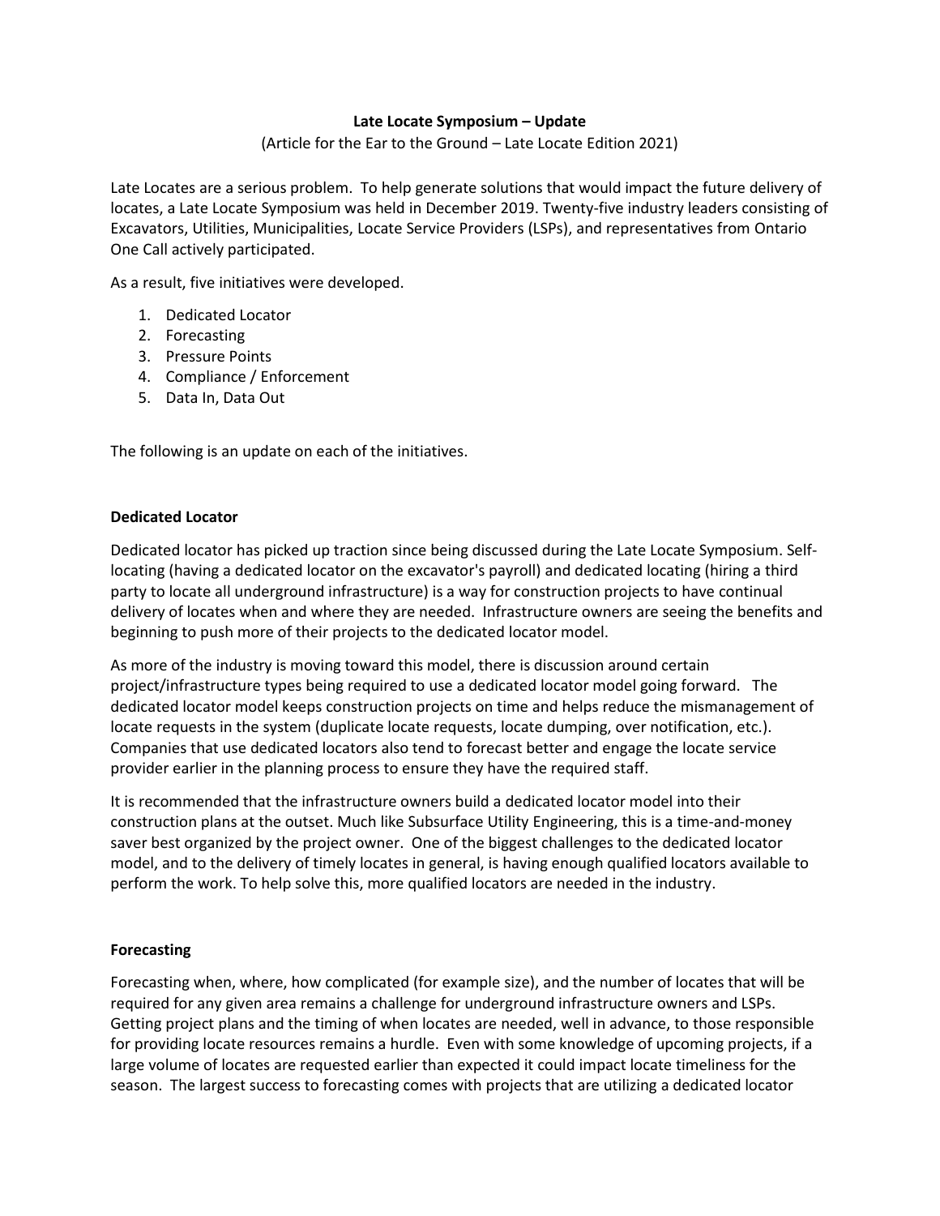**Late Locate Symposium – Update**

(Article for the Ear to the Ground – Late Locate Edition 2021)

Late Locates are a serious problem. To help generate solutions that would impact the future delivery of locates, a Late Locate Symposium was held in December 2019. Twenty-five industry leaders consisting of Excavators, Utilities, Municipalities, Locate Service Providers (LSPs), and representatives from Ontario One Call actively participated.

As a result, five initiatives were developed.

1. Dedicated Locator
2. Forecasting
3. Pressure Points
4. Compliance / Enforcement
5. Data In, Data Out

The following is an update on each of the initiatives.

**Dedicated Locator**

Dedicated locator has picked up traction since being discussed during the Late Locate Symposium. Self-locating (having a dedicated locator on the excavator's payroll) and dedicated locating (hiring a third party to locate all underground infrastructure) is a way for construction projects to have continual delivery of locates when and where they are needed. Infrastructure owners are seeing the benefits and beginning to push more of their projects to the dedicated locator model.

As more of the industry is moving toward this model, there is discussion around certain project/infrastructure types being required to use a dedicated locator model going forward. The dedicated locator model keeps construction projects on time and helps reduce the mismanagement of locate requests in the system (duplicate locate requests, locate dumping, over notification, etc.). Companies that use dedicated locators also tend to forecast better and engage the locate service provider earlier in the planning process to ensure they have the required staff.

It is recommended that the infrastructure owners build a dedicated locator model into their construction plans at the outset. Much like Subsurface Utility Engineering, this is a time-and-money saver best organized by the project owner. One of the biggest challenges to the dedicated locator model, and to the delivery of timely locates in general, is having enough qualified locators available to perform the work. To help solve this, more qualified locators are needed in the industry.

**Forecasting**

Forecasting when, where, how complicated (for example size), and the number of locates that will be required for any given area remains a challenge for underground infrastructure owners and LSPs. Getting project plans and the timing of when locates are needed, well in advance, to those responsible for providing locate resources remains a hurdle. Even with some knowledge of upcoming projects, if a large volume of locates are requested earlier than expected it could impact locate timeliness for the season. The largest success to forecasting comes with projects that are utilizing a dedicated locator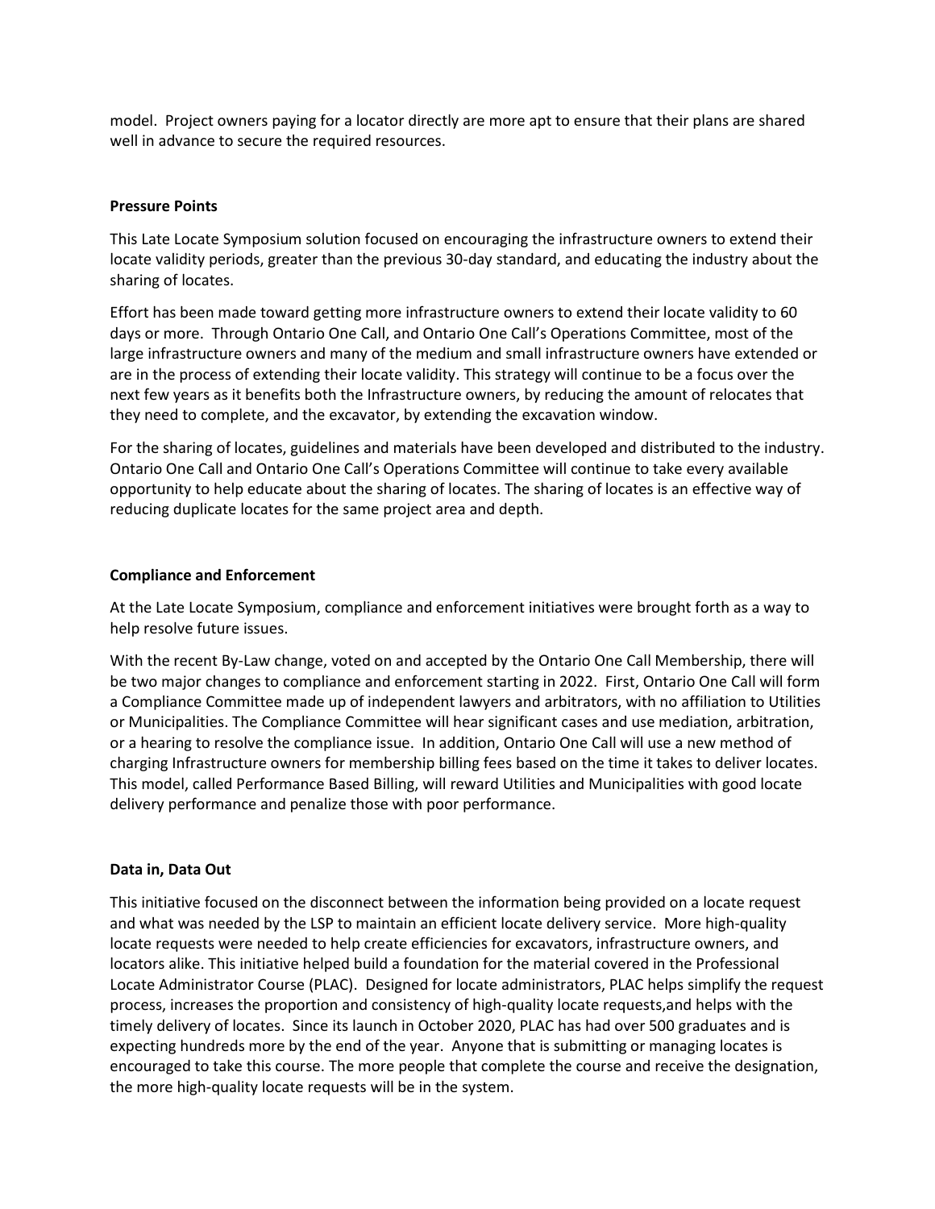model. Project owners paying for a locator directly are more apt to ensure that their plans are shared well in advance to secure the required resources.

**Pressure Points**

This Late Locate Symposium solution focused on encouraging the infrastructure owners to extend their locate validity periods, greater than the previous 30-day standard, and educating the industry about the sharing of locates.

Effort has been made toward getting more infrastructure owners to extend their locate validity to 60 days or more. Through Ontario One Call, and Ontario One Call's Operations Committee, most of the large infrastructure owners and many of the medium and small infrastructure owners have extended or are in the process of extending their locate validity. This strategy will continue to be a focus over the next few years as it benefits both the Infrastructure owners, by reducing the amount of relocates that they need to complete, and the excavator, by extending the excavation window.

For the sharing of locates, guidelines and materials have been developed and distributed to the industry. Ontario One Call and Ontario One Call's Operations Committee will continue to take every available opportunity to help educate about the sharing of locates. The sharing of locates is an effective way of reducing duplicate locates for the same project area and depth.

**Compliance and Enforcement**

At the Late Locate Symposium, compliance and enforcement initiatives were brought forth as a way to help resolve future issues.

With the recent By-Law change, voted on and accepted by the Ontario One Call Membership, there will be two major changes to compliance and enforcement starting in 2022. First, Ontario One Call will form a Compliance Committee made up of independent lawyers and arbitrators, with no affiliation to Utilities or Municipalities. The Compliance Committee will hear significant cases and use mediation, arbitration, or a hearing to resolve the compliance issue. In addition, Ontario One Call will use a new method of charging Infrastructure owners for membership billing fees based on the time it takes to deliver locates. This model, called Performance Based Billing, will reward Utilities and Municipalities with good locate delivery performance and penalize those with poor performance.

**Data in, Data Out**

This initiative focused on the disconnect between the information being provided on a locate request and what was needed by the LSP to maintain an efficient locate delivery service. More high-quality locate requests were needed to help create efficiencies for excavators, infrastructure owners, and locators alike. This initiative helped build a foundation for the material covered in the Professional Locate Administrator Course (PLAC). Designed for locate administrators, PLAC helps simplify the request process, increases the proportion and consistency of high-quality locate requests,and helps with the timely delivery of locates. Since its launch in October 2020, PLAC has had over 500 graduates and is expecting hundreds more by the end of the year. Anyone that is submitting or managing locates is encouraged to take this course. The more people that complete the course and receive the designation, the more high-quality locate requests will be in the system.